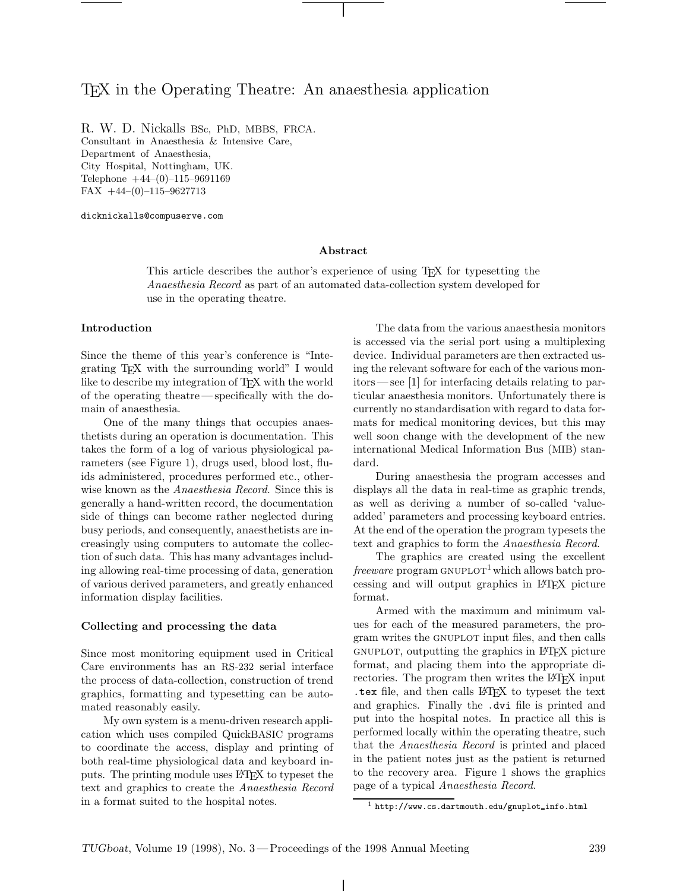# TEX in the Operating Theatre: An anaesthesia application

R. W. D. Nickalls BSc, PhD, MBBS, FRCA.
Consultant in Anaesthesia & Intensive Care,
Department of Anaesthesia,
City Hospital, Nottingham, UK.
Telephone +44–(0)–115–9691169
FAX +44–(0)–115–9627713

dicknickalls@compuserve.com

### Abstract

This article describes the author's experience of using TEX for typesetting the *Anaesthesia Record* as part of an automated data-collection system developed for use in the operating theatre.

## Introduction

Since the theme of this year's conference is "Integrating TEX with the surrounding world" I would like to describe my integration of TEX with the world of the operating theatre — specifically with the domain of anaesthesia.

One of the many things that occupies anaesthetists during an operation is documentation. This takes the form of a log of various physiological parameters (see Figure 1), drugs used, blood lost, fluids administered, procedures performed etc., otherwise known as the *Anaesthesia Record*. Since this is generally a hand-written record, the documentation side of things can become rather neglected during busy periods, and consequently, anaesthetists are increasingly using computers to automate the collection of such data. This has many advantages including allowing real-time processing of data, generation of various derived parameters, and greatly enhanced information display facilities.

## Collecting and processing the data

Since most monitoring equipment used in Critical Care environments has an RS-232 serial interface the process of data-collection, construction of trend graphics, formatting and typesetting can be automated reasonably easily.

My own system is a menu-driven research application which uses compiled QuickBASIC programs to coordinate the access, display and printing of both real-time physiological data and keyboard inputs. The printing module uses LATEX to typeset the text and graphics to create the *Anaesthesia Record* in a format suited to the hospital notes.

The data from the various anaesthesia monitors is accessed via the serial port using a multiplexing device. Individual parameters are then extracted using the relevant software for each of the various monitors — see [1] for interfacing details relating to particular anaesthesia monitors. Unfortunately there is currently no standardisation with regard to data formats for medical monitoring devices, but this may well soon change with the development of the new international Medical Information Bus (MIB) standard.

During anaesthesia the program accesses and displays all the data in real-time as graphic trends, as well as deriving a number of so-called 'value-added' parameters and processing keyboard entries. At the end of the operation the program typesets the text and graphics to form the *Anaesthesia Record*.

The graphics are created using the excellent *freeware* program GNUPLOT[1] which allows batch processing and will output graphics in LATEX picture format.

Armed with the maximum and minimum values for each of the measured parameters, the program writes the GNUPLOT input files, and then calls GNUPLOT, outputting the graphics in LATEX picture format, and placing them into the appropriate directories. The program then writes the LATEX input `.tex` file, and then calls LATEX to typeset the text and graphics. Finally the `.dvi` file is printed and put into the hospital notes. In practice all this is performed locally within the operating theatre, such that the *Anaesthesia Record* is printed and placed in the patient notes just as the patient is returned to the recovery area. Figure 1 shows the graphics page of a typical *Anaesthesia Record*.

[1] `http://www.cs.dartmouth.edu/gnuplot_info.html`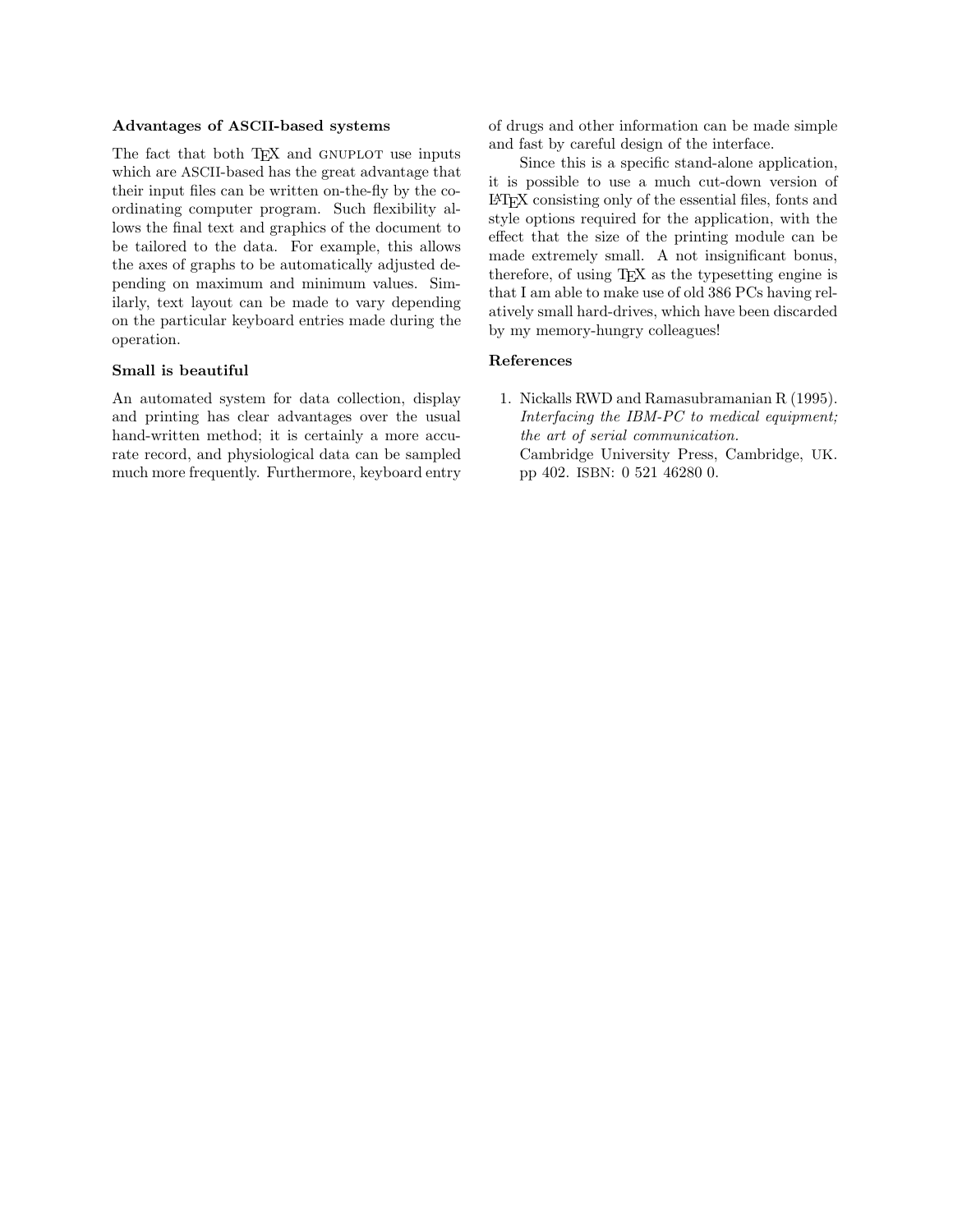### Advantages of ASCII-based systems

The fact that both TEX and GNUPLOT use inputs which are ASCII-based has the great advantage that their input files can be written on-the-fly by the coordinating computer program. Such flexibility allows the final text and graphics of the document to be tailored to the data. For example, this allows the axes of graphs to be automatically adjusted depending on maximum and minimum values. Similarly, text layout can be made to vary depending on the particular keyboard entries made during the operation.

### Small is beautiful

An automated system for data collection, display and printing has clear advantages over the usual hand-written method; it is certainly a more accurate record, and physiological data can be sampled much more frequently. Furthermore, keyboard entry of drugs and other information can be made simple and fast by careful design of the interface.

Since this is a specific stand-alone application, it is possible to use a much cut-down version of LATEX consisting only of the essential files, fonts and style options required for the application, with the effect that the size of the printing module can be made extremely small. A not insignificant bonus, therefore, of using TEX as the typesetting engine is that I am able to make use of old 386 PCs having relatively small hard-drives, which have been discarded by my memory-hungry colleagues!

### References

1. Nickalls RWD and Ramasubramanian R (1995). *Interfacing the IBM-PC to medical equipment; the art of serial communication.* Cambridge University Press, Cambridge, UK. pp 402. ISBN: 0 521 46280 0.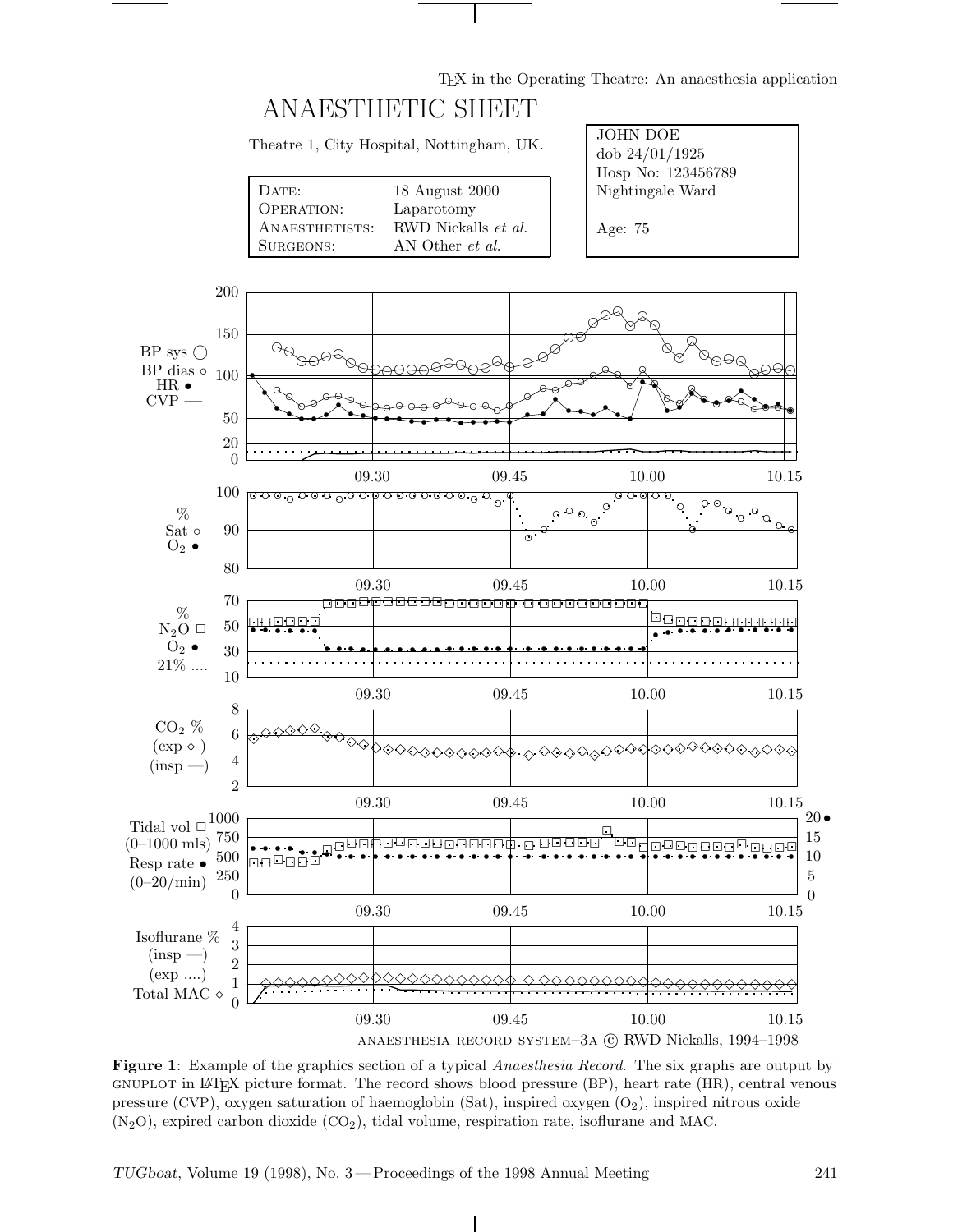# ANAESTHETIC SHEET

Theatre 1, City Hospital, Nottingham, UK.

| | |
|---|---|
| DATE: | 18 August 2000 |
| OPERATION: | Laparotomy |
| ANAESTHETISTS: | RWD Nickalls *et al.* |
| SURGEONS: | AN Other *et al.* |

JOHN DOE
dob 24/01/1925
Hosp No: 123456789
Nightingale Ward

Age: 75

BP sys ◯
BP dias ○
HR •
CVP —
200
150
100
50
20
0
09.30
09.45
10.00
10.15

%
Sat ○
$O_2$ •
100
90
80
09.30
09.45
10.00
10.15

%
$N_2O$ □
$O_2$ •
21% ....
70
50
30
10
09.30
09.45
10.00
10.15

$CO_2$ %
(exp ◇ )
(insp —)
8
6
4
2
09.30
09.45
10.00
10.15

Tidal vol □
(0–1000 mls)
Resp rate •
(0–20/min)
1000
750
500
250
0
20 •
15
10
5
0
09.30
09.45
10.00
10.15

Isoflurane %
(insp —)
(exp ....)
Total MAC ◇
4
3
2
1
0
09.30
09.45
10.00
10.15

ANAESTHESIA RECORD SYSTEM–3A © RWD Nickalls, 1994–1998

**Figure 1**: Example of the graphics section of a typical *Anaesthesia Record*. The six graphs are output by GNUPLOT in LaTeX picture format. The record shows blood pressure (BP), heart rate (HR), central venous pressure (CVP), oxygen saturation of haemoglobin (Sat), inspired oxygen ($O_2$), inspired nitrous oxide ($N_2O$), expired carbon dioxide ($CO_2$), tidal volume, respiration rate, isoflurane and MAC.